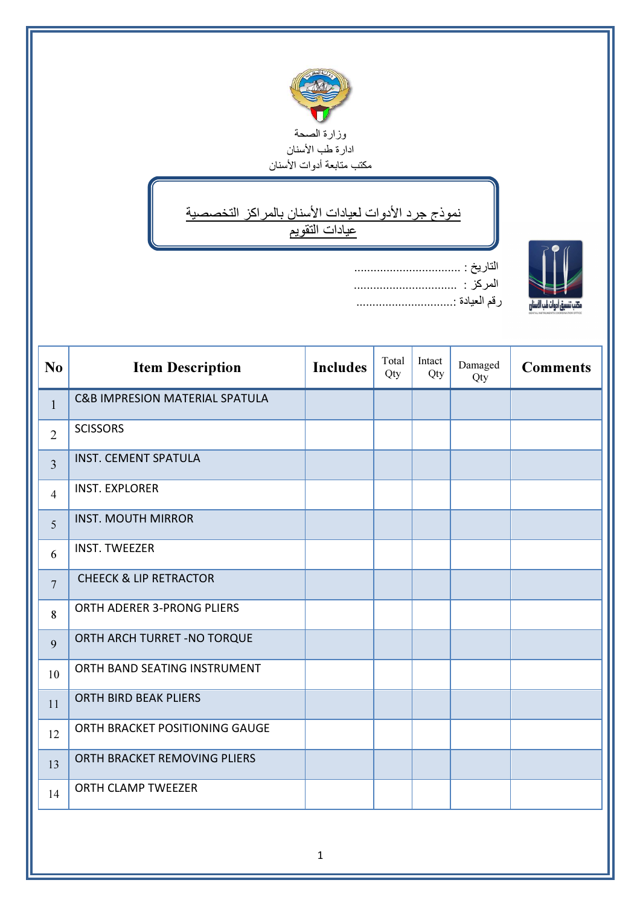وزارة الصحة
ادارة طب الأسنان
مكتب متابعة أدوات الأسنان

# نموذج جرد الأدوات لعيادات الأسنان بالمراكز التخصصية
## عيادات التقويم

التاريخ : ................................
المركز : ...............................
رقم العيادة :..............................

| No | Item Description | Includes | Total Qty | Intact Qty | Damaged Qty | Comments |
|---|---|---|---|---|---|---|
| 1 | C&B IMPRESION MATERIAL SPATULA | | | | | |
| 2 | SCISSORS | | | | | |
| 3 | INST. CEMENT SPATULA | | | | | |
| 4 | INST. EXPLORER | | | | | |
| 5 | INST. MOUTH MIRROR | | | | | |
| 6 | INST. TWEEZER | | | | | |
| 7 | CHEECK & LIP RETRACTOR | | | | | |
| 8 | ORTH ADERER 3-PRONG PLIERS | | | | | |
| 9 | ORTH ARCH TURRET -NO TORQUE | | | | | |
| 10 | ORTH BAND SEATING INSTRUMENT | | | | | |
| 11 | ORTH BIRD BEAK PLIERS | | | | | |
| 12 | ORTH BRACKET POSITIONING GAUGE | | | | | |
| 13 | ORTH BRACKET REMOVING PLIERS | | | | | |
| 14 | ORTH CLAMP TWEEZER | | | | | |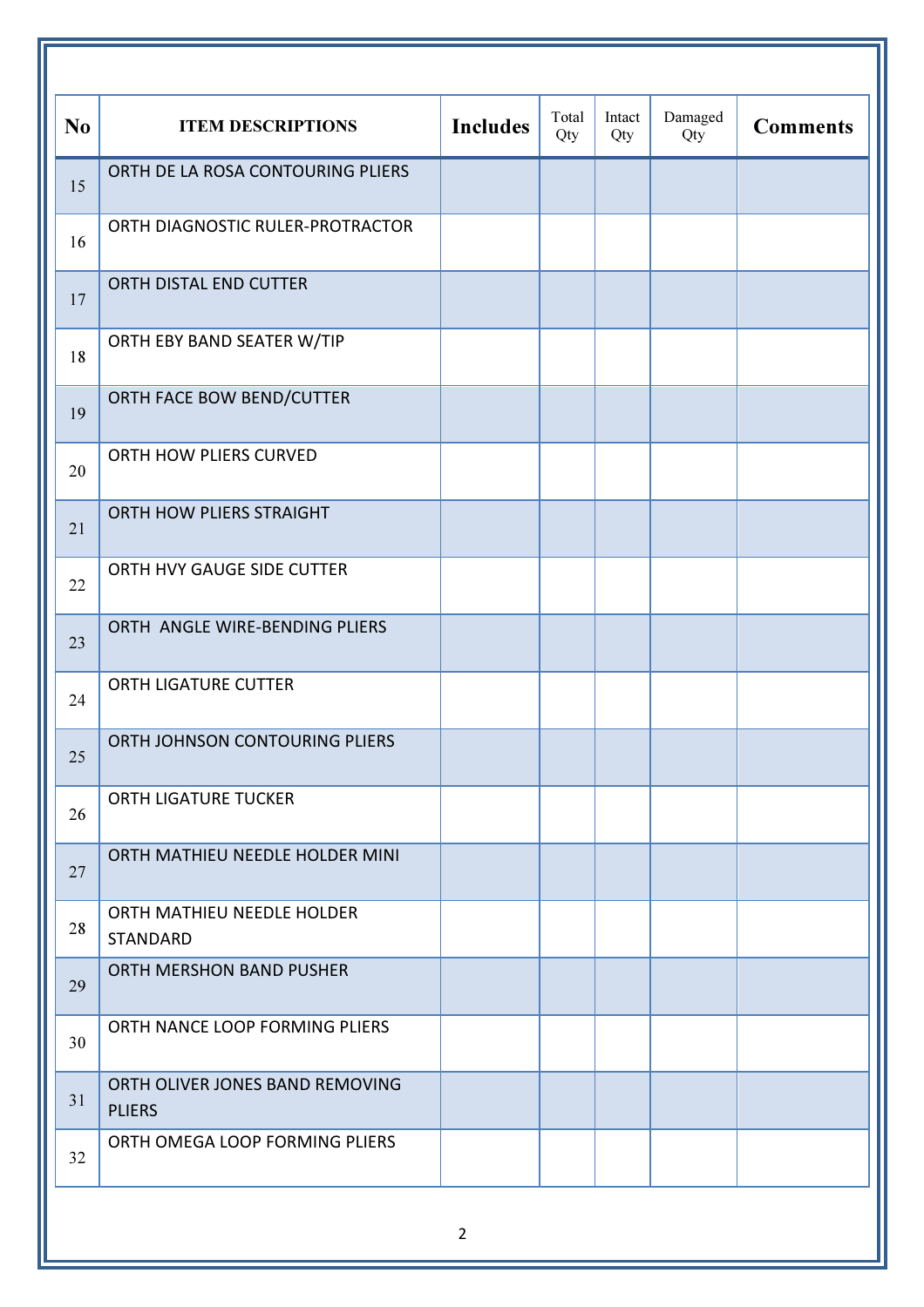| No | ITEM DESCRIPTIONS | Includes | Total Qty | Intact Qty | Damaged Qty | Comments |
|---|---|---|---|---|---|---|
| 15 | ORTH DE LA ROSA CONTOURING PLIERS | | | | | |
| 16 | ORTH DIAGNOSTIC RULER-PROTRACTOR | | | | | |
| 17 | ORTH DISTAL END CUTTER | | | | | |
| 18 | ORTH EBY BAND SEATER W/TIP | | | | | |
| 19 | ORTH FACE BOW BEND/CUTTER | | | | | |
| 20 | ORTH HOW PLIERS CURVED | | | | | |
| 21 | ORTH HOW PLIERS STRAIGHT | | | | | |
| 22 | ORTH HVY GAUGE SIDE CUTTER | | | | | |
| 23 | ORTH ANGLE WIRE-BENDING PLIERS | | | | | |
| 24 | ORTH LIGATURE CUTTER | | | | | |
| 25 | ORTH JOHNSON CONTOURING PLIERS | | | | | |
| 26 | ORTH LIGATURE TUCKER | | | | | |
| 27 | ORTH MATHIEU NEEDLE HOLDER MINI | | | | | |
| 28 | ORTH MATHIEU NEEDLE HOLDER STANDARD | | | | | |
| 29 | ORTH MERSHON BAND PUSHER | | | | | |
| 30 | ORTH NANCE LOOP FORMING PLIERS | | | | | |
| 31 | ORTH OLIVER JONES BAND REMOVING PLIERS | | | | | |
| 32 | ORTH OMEGA LOOP FORMING PLIERS | | | | | |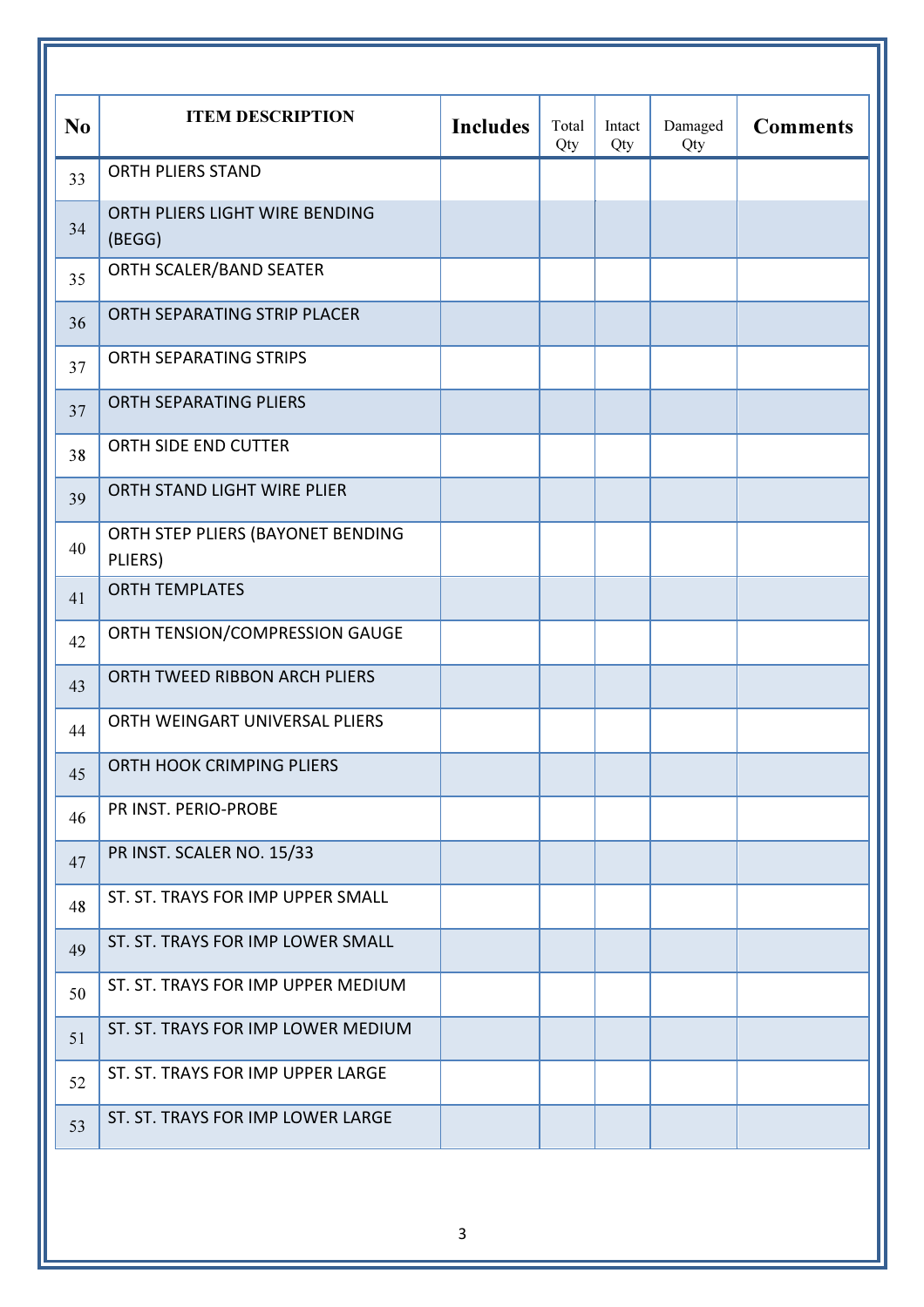| No | ITEM DESCRIPTION | Includes | Total Qty | Intact Qty | Damaged Qty | Comments |
|---|---|---|---|---|---|---|
| 33 | ORTH PLIERS STAND | | | | | |
| 34 | ORTH PLIERS LIGHT WIRE BENDING (BEGG) | | | | | |
| 35 | ORTH SCALER/BAND SEATER | | | | | |
| 36 | ORTH SEPARATING STRIP PLACER | | | | | |
| 37 | ORTH SEPARATING STRIPS | | | | | |
| 37 | ORTH SEPARATING PLIERS | | | | | |
| 38 | ORTH SIDE END CUTTER | | | | | |
| 39 | ORTH STAND LIGHT WIRE PLIER | | | | | |
| 40 | ORTH STEP PLIERS (BAYONET BENDING PLIERS) | | | | | |
| 41 | ORTH TEMPLATES | | | | | |
| 42 | ORTH TENSION/COMPRESSION GAUGE | | | | | |
| 43 | ORTH TWEED RIBBON ARCH PLIERS | | | | | |
| 44 | ORTH WEINGART UNIVERSAL PLIERS | | | | | |
| 45 | ORTH HOOK CRIMPING PLIERS | | | | | |
| 46 | PR INST. PERIO-PROBE | | | | | |
| 47 | PR INST. SCALER NO. 15/33 | | | | | |
| 48 | ST. ST. TRAYS FOR IMP UPPER SMALL | | | | | |
| 49 | ST. ST. TRAYS FOR IMP LOWER SMALL | | | | | |
| 50 | ST. ST. TRAYS FOR IMP UPPER MEDIUM | | | | | |
| 51 | ST. ST. TRAYS FOR IMP LOWER MEDIUM | | | | | |
| 52 | ST. ST. TRAYS FOR IMP UPPER LARGE | | | | | |
| 53 | ST. ST. TRAYS FOR IMP LOWER LARGE | | | | | |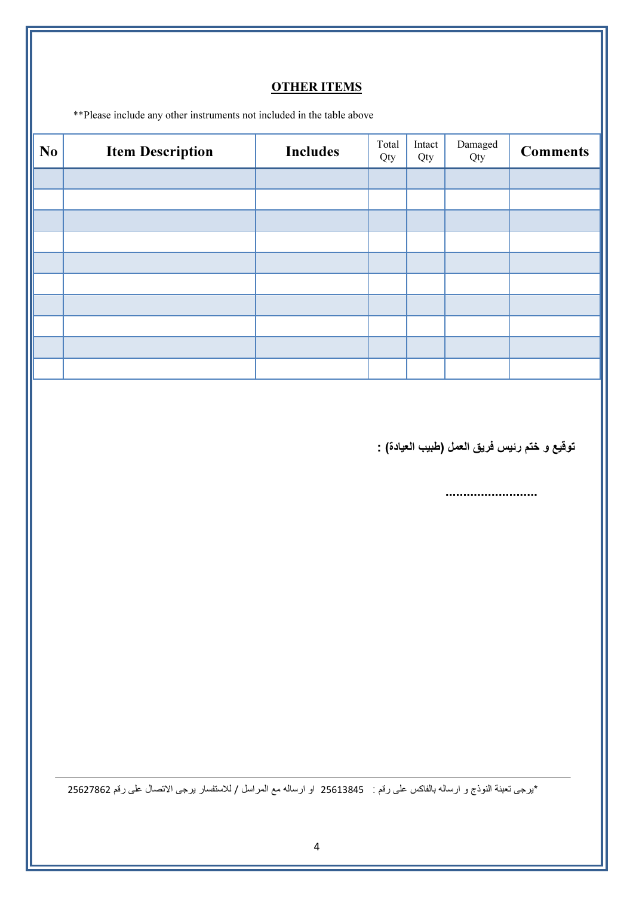## OTHER ITEMS

**Please include any other instruments not included in the table above

| No | Item Description | Includes | Total Qty | Intact Qty | Damaged Qty | Comments |
|---|---|---|---|---|---|---|
| | | | | | | |
| | | | | | | |
| | | | | | | |
| | | | | | | |
| | | | | | | |
| | | | | | | |
| | | | | | | |
| | | | | | | |
| | | | | | | |
| | | | | | | |

**توقيع و ختم رئيس فريق العمل (طبيب العيادة) :**

..........................

*يرجى تعبئة النوذج و ارساله بالفاكس على رقم : 25613845 او ارساله مع المراسل / للاستفسار يرجى الاتصال على رقم 25627862